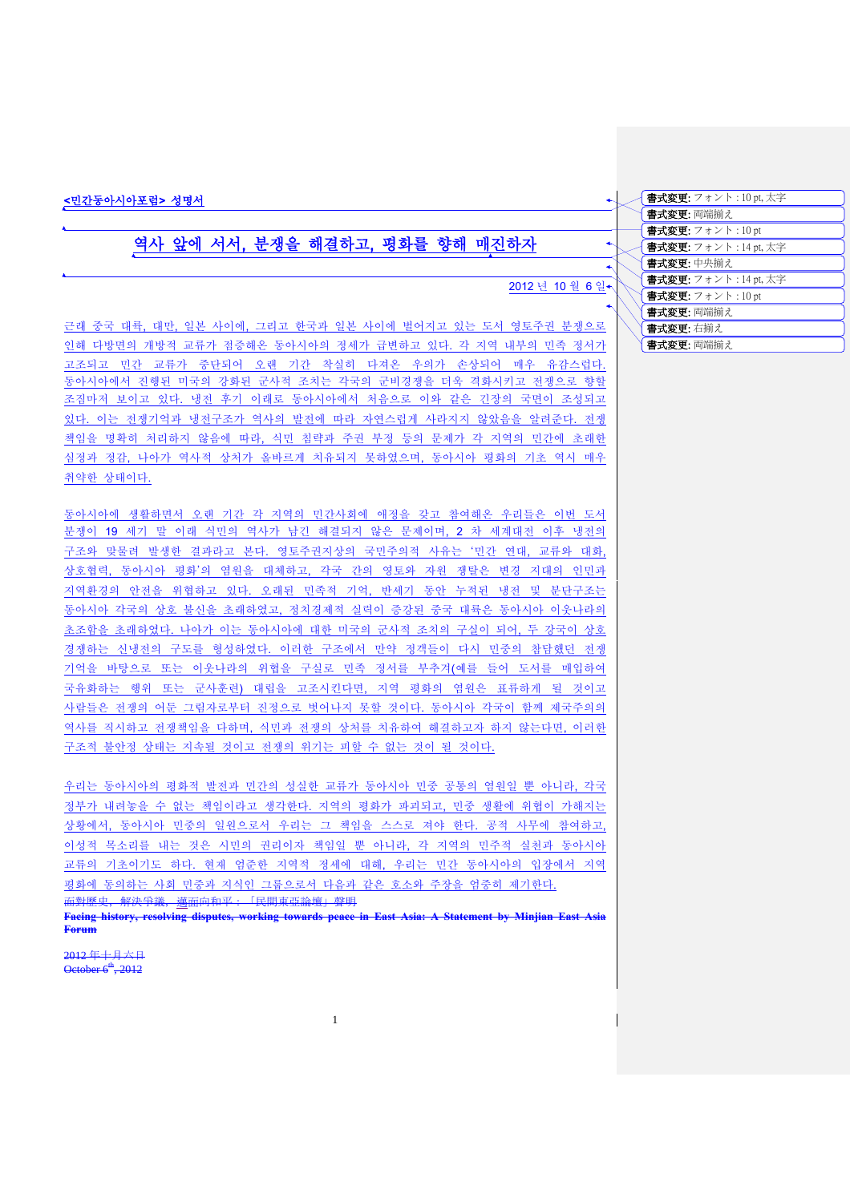**<민간동아시아포럼> 성명서**

# 역사 앞에 서서, 분쟁을 해결하고, 평화를 향해 매진하자

2012 년 10 월 6 일

근래 중국 대륙, 대만, 일본 사이에, 그리고 한국과 일본 사이에 벌어지고 있는 도서 영토주권 분쟁으로 인해 다방면의 개방적 교류가 점증해온 동아시아의 정세가 급변하고 있다. 각 지역 내부의 민족 정서가 고조되고 민간 교류가 중단되어 오랜 기간 착실히 다져온 우의가 손상되어 매우 유감스럽다. 동아시아에서 진행된 미국의 강화된 군사적 조치는 각국의 군비경쟁을 더욱 격화시키고 전쟁으로 향할 조짐마저 보이고 있다. 냉전 후기 이래로 동아시아에서 처음으로 이와 같은 긴장의 국면이 조성되고 있다. 이는 전쟁기억과 냉전구조가 역사의 발전에 따라 자연스럽게 사라지지 않았음을 알려준다. 전쟁 책임을 명확히 처리하지 않음에 따라, 식민 침략과 주권 부정 등의 문제가 각 지역의 민간에 초래한 심정과 정감, 나아가 역사적 상처가 올바르게 치유되지 못하였으며, 동아시아 평화의 기초 역시 매우 취약한 상태이다.

동아시아에 생활하면서 오랜 기간 각 지역의 민간사회에 애정을 갖고 참여해온 우리들은 이번 도서 분쟁이 19 세기 말 이래 식민의 역사가 남긴 해결되지 않은 문제이며, 2 차 세계대전 이후 냉전의 구조와 맞물려 발생한 결과라고 본다. 영토주권지상의 국민주의적 사유는 '민간 연대, 교류와 대화, 상호협력, 동아시아 평화'의 염원을 대체하고, 각국 간의 영토와 자원 쟁탈은 변경 지대의 인민과 지역환경의 안전을 위협하고 있다. 오래된 민족적 기억, 반세기 동안 누적된 냉전 및 분단구조는 동아시아 각국의 상호 불신을 초래하였고, 정치경제적 실력이 증강된 중국 대륙은 동아시아 이웃나라의 초조함을 초래하였다. 나아가 이는 동아시아에 대한 미국의 군사적 조치의 구실이 되어, 두 강국이 상호 경쟁하는 신냉전의 구도를 형성하였다. 이러한 구조에서 만약 정객들이 다시 민중의 참담했던 전쟁 기억을 바탕으로 또는 이웃나라의 위협을 구실로 민족 정서를 부추겨(예를 들어 도서를 매입하여 국유화하는 행위 또는 군사훈련) 대립을 고조시킨다면, 지역 평화의 염원은 표류하게 될 것이고 사람들은 전쟁의 어둔 그림자로부터 진정으로 벗어나지 못할 것이다. 동아시아 각국이 함께 제국주의의 역사를 직시하고 전쟁책임을 다하며, 식민과 전쟁의 상처를 치유하여 해결하고자 하지 않는다면, 이러한 구조적 불안정 상태는 지속될 것이고 전쟁의 위기는 피할 수 없는 것이 될 것이다.

우리는 동아시아의 평화적 발전과 민간의 성실한 교류가 동아시아 민중 공통의 염원일 뿐 아니라, 각국 정부가 내려놓을 수 없는 책임이라고 생각한다. 지역의 평화가 파괴되고, 민중 생활에 위협이 가해지는 상황에서, 동아시아 민중의 일원으로서 우리는 그 책임을 스스로 져야 한다. 공적 사무에 참여하고, 이성적 목소리를 내는 것은 시민의 권리이자 책임일 뿐 아니라, 각 지역의 민주적 실천과 동아시아 교류의 기초이기도 하다. 현재 엄준한 지역적 정세에 대해, 우리는 민간 동아시아의 입장에서 지역 평화에 동의하는 사회 민중과 지식인 그룹으로서 다음과 같은 호소와 주장을 엄중히 제기한다.

~~面對歷史, 解決爭議, 邁面向和平：「民間東亞論壇」聲明~~

~~**Facing history, resolving disputes, working towards peace in East Asia: A Statement by Minjian East Asia Forum**~~

~~2012 年十月六日~~
~~October 6th, 2012~~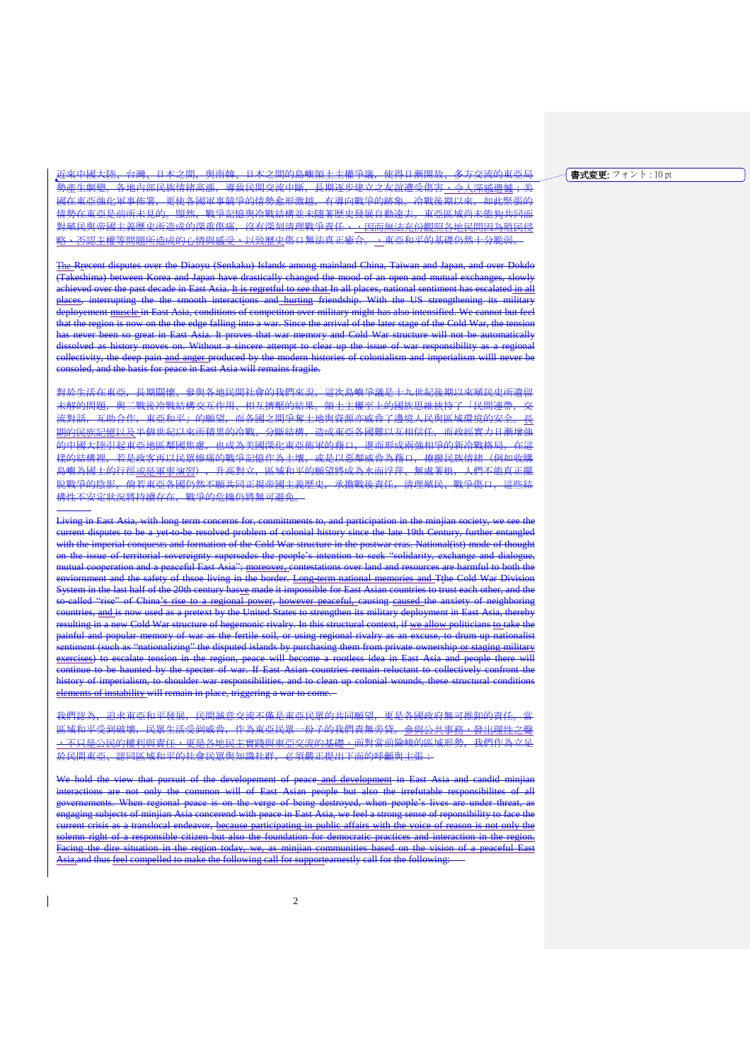近來中國大陸、台灣、日本之間，與南韓、日本之間的島嶼領土主權爭議，使得日漸開放、多方交流的東亞局勢產生劇變。各地內部民族情緒高漲，導致民間交流中斷，長期逐步建立之友誼遭受傷害，令人深感遺憾；美國在東亞強化軍事佈署，更使各國軍事競爭的情勢愈形激越，有導向戰爭的跡象。冷戰後期以來，如此緊張的情勢在東亞是前所未見的。顯然，戰爭記憶與冷戰結構並未隨著歷史發展自動遠去。東亞區域尚未能夠共同面對殖民與帝國主義歷史所造成的深重傷痛，沒有深刻清理戰爭責任，因而無法充份觀照各地民間因為殖民侵略、否認主權等問題所造成的心情與感受，以致歷史傷口無法真正癒合，東亞和平的基礎仍然十分脆弱。

The Recent disputes over the Diaoyu (Senkaku) Islands among mainland China, Taiwan and Japan, and over Dokdo (Takeshima) between Korea and Japan have drastically changed the mood of an open and mutual exchanges, slowly achieved over the past decade in East Asia. It is regretful to see that In all places, national sentiment has escalated in all places, interrupting the the smooth interactions and hurting friendship. With the US strengthening its military deployement muscle in East Asia, conditions of competiton over military might has also intensified. We cannot but feel that the region is now on the the edge falling into a war. Since the arrival of the later stage of the Cold War, the tension has never been so great in East Asia. It proves that war memory and Cold War structure will not be automatically dissolved as history moves on. Without a sincere attempt to clear up the issue of war responsibility as a regional collectivity, the deep pain and anger produced by the modern histories of colonialism and imperialism willl never be consoled, and the basis for peace in East Asia will remains fragile.

對於生活在東亞，長期關懷、參與各地民間社會的我們來說，這次島嶼爭議是十九世紀後期以來殖民史所遺留未解的問題，與二戰後冷戰結構交互作用、相互擠壓的結果。領土主權至上的國族思維挾持了「民間連帶、交流對話、互助合作、東亞和平」的願望，而各國之間爭奪土地與資源亦威脅了邊境人民與區域環境的安全。長期的民族記憶以及半個世紀以來所積累的冷戰、分斷結構，造成東亞各國難以互相信任，而政經實力日漸增強的中國大陸引起東亞地區鄰國焦慮，也成為美國深化東亞佈軍的藉口，進而形成兩強相爭的新冷戰格局。在這樣的結構裡，若是政客再以民眾慘痛的戰爭記憶作為土壤，或是以惡鄰威脅為藉口，撩撥民族情緒（例如收購島嶼為國土的行徑或是軍事演習），升高對立，區域和平的願望將成為水面浮萍，無處著根，人們不能真正擺脫戰爭的陰影。倘若東亞各國仍然不願共同正視帝國主義歷史，承擔戰後責任，清理殖民、戰爭傷口，這些結構性不安定狀況將持續存在，戰爭的危機仍將無可避免。

Living in East Asia, with long term concerns for, committments to, and participation in the minjian society, we see the current disputes to be a yet-to-be resolved problem of colonial history since the late 19th Century, further entangled with the imperial conquests and formation of the Cold War structure in the postwar eras. National(ist) mode of thought on the issue of territorial sovereignty supersedes the people's intention to seek "solidarity, exchange and dialogue, mutual cooperation and a peaceful East Asia"; moreover, contestations over land and resources are harmful to both the enviornment and the safety of thsoe living in the border. Long-term national memories and Tthe Cold War Division System in the last half of the 20th century hasve made it impossible for East Asian countries to trust each other, and the so-called "rise" of China's rise to a regional power, however peaceful, causing caused the anxiety of neighboring countries, and is now used as a pretext by the United States to strengthen its military deployment in East Asia, thereby resulting in a new Cold War structure of hegemonic rivalry. In this structural context, if we allow politicians to take the painful and popular memory of war as the fertile soil, or using regional rivalry as an excuse, to drum up nationalist sentiment (such as "nationalizing" the disputed islands by purchasing them from private ownership or staging military exercises) to escalate tension in the region, peace will become a rootless idea in East Asia and people there will continue to be haunted by the specter of war. If East Asian countries remain reluctant to collectively confront the history of imperialism, to shoulder war responsibilities, and to clean up colonial wounds, these structural conditions elements of instability will remain in place, triggering a war to come.

我們認為，追求東亞和平發展，民間誠意交流不僅是東亞民眾的共同願望，更是各國政府無可推卸的責任。當區域和平受到破壞，民眾生活受到威脅，作為東亞民眾一份子的我們責無旁貸，參與公共事務，發出理性之聲，不只是公民的權利與責任，更是各地民主實踐與東亞交流的基礎。面對當前險峻的區域形勢，我們作為立足於民間東亞、認同區域和平的社會民眾與知識社群，必須嚴正提出下面的呼籲與主張：

We hold the view that pursuit of the developement of peace and development in East Asia and candid minjian interactions are not only the common will of East Asian people but also the irrefutable responsibilites of all governements. When regional peace is on the verge of being destroyed, when people's lives are under threat, as engaging subjects of minjian Asia concerned with peace in East Asia, we feel a strong sense of reponsibility to face the current crisis as a translocal endeavor, because participating in public affairs with the voice of reason is not only the solemn right of a responsible citizen but also the foundation for democratic practices and interaction in the region. Facing the dire situation in the region today, we, as minjian communities based on the vision of a peaceful East Asia, and thus feel compelled to make the following call for supportearnestly call for the following:

書式変更: フォント : 10 pt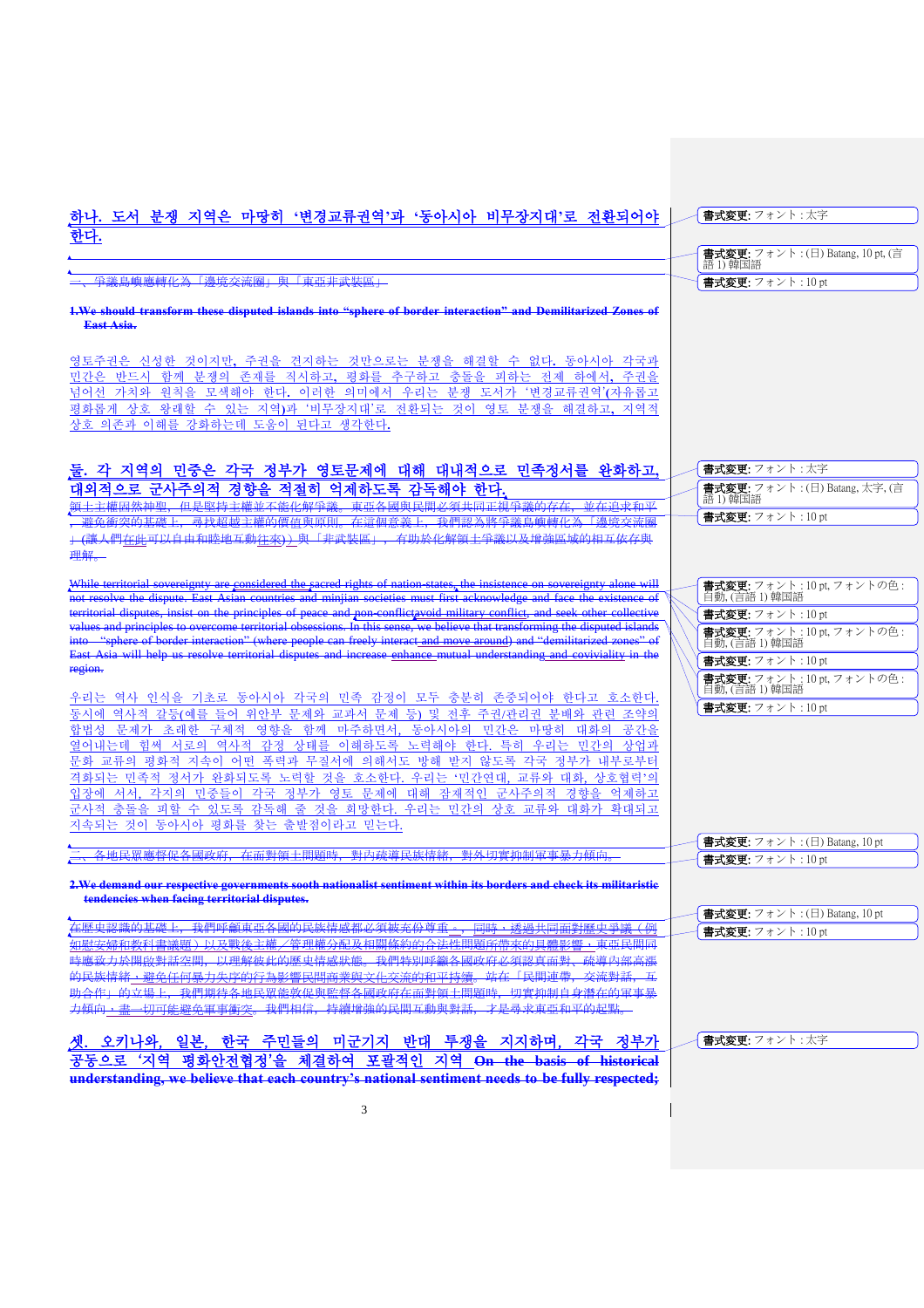하나. 도서 분쟁 지역은 마땅히 '변경교류권역'과 '동아시아 비무장지대'로 전환되어야 한다.

一、爭議島嶼應轉化為「邊境交流圈」與「東亞非武裝區」

**1.We should transform these disputed islands into "sphere of border interaction" and Demilitarized Zones of East Asia.**

영토주권은 신성한 것이지만, 주권을 견지하는 것만으로는 분쟁을 해결할 수 없다. 동아시아 각국과 민간은 반드시 함께 분쟁의 존재를 직시하고, 평화를 추구하고 충돌을 피하는 전제 하에서, 주권을 넘어선 가치와 원칙을 모색해야 한다. 이러한 의미에서 우리는 분쟁 도서가 '변경교류권역'(자유롭고 평화롭게 상호 왕래할 수 있는 지역)과 '비무장지대'로 전환되는 것이 영토 분쟁을 해결하고, 지역적 상호 의존과 이해를 강화하는데 도움이 된다고 생각한다.

둘. 각 지역의 민중은 각국 정부가 영토문제에 대해 대내적으로 민족정서를 완화하고, 대외적으로 군사주의적 경향을 적절히 억제하도록 감독해야 한다.

領土主權固然神聖，但是堅持主權並不能化解爭議。東亞各國與民間必須共同正視爭議的存在，並在追求和平、避免衝突的基礎上，尋找超越主權的價值與原則。在這個意義上，我們認為將爭議島嶼轉化為「邊境交流圈」(讓人們在此可以自由和睦地互動往來)」與「非武裝區」，有助於化解領土爭議以及增強區域的相互依存與理解。

While territorial sovereignty are considered the sacred rights of nation-states, the insistence on sovereignty alone will not resolve the dispute. East Asian countries and minjian societies must first acknowledge and face the existence of territorial disputes, insist on the principles of peace and non-conflictavoid military conflict, and seek other collective values and principles to overcome territorial obsessions. In this sense, we believe that transforming the disputed islands into "sphere of border interaction" (where people can freely interact and move around) and "demilitarized zones" of East Asia will help us resolve territorial disputes and increase enhance mutual understanding and coviviality in the region.

우리는 역사 인식을 기초로 동아시아 각국의 민족 감정이 모두 충분히 존중되어야 한다고 호소한다. 동시에 역사적 갈등(예를 들어 위안부 문제와 교과서 문제 등) 및 전후 주권/관리권 분배와 관련 조약의 합법성 문제가 초래한 구체적 영향을 함께 마주하면서, 동아시아의 민간은 마땅히 대화의 공간을 열어내는데 힘써 서로의 역사적 감정 상태를 이해하도록 노력해야 한다. 특히 우리는 민간의 상업과 문화 교류의 평화적 지속이 어떤 폭력과 무질서에 의해서도 방해 받지 않도록 각국 정부가 내부로부터 격화되는 민족적 정서가 완화되도록 노력할 것을 호소한다. 우리는 '민간연대, 교류와 대화, 상호협력'의 입장에 서서, 각지의 민중들이 각국 정부가 영토 문제에 대해 잠재적인 군사주의적 경향을 억제하고 군사적 충돌을 피할 수 있도록 감독해 줄 것을 희망한다. 우리는 민간의 상호 교류와 대화가 확대되고 지속되는 것이 동아시아 평화를 찾는 출발점이라고 믿는다.

二、各地民眾應督促各國政府，在面對領土問題時，對內疏導民族情緒，對外切實抑制軍事暴力傾向。

**2.We demand our respective governments sooth nationalist sentiment within its borders and check its militaristic tendencies when facing territorial disputes.**

在歷史認識的基礎上，我們呼籲東亞各國的民族情感都必須被充份尊重。同時，透過共同面對歷史爭議（例如慰安婦和教科書議題）以及戰後主權／管理權分配及相關條約的合法性問題所帶來的具體影響，東亞民間同時應致力於開啟對話空間，以理解彼此的歷史情感狀態。我們特別呼籲各國政府必須認真面對，疏導內部高張的民族情緒，避免任何暴力失序的行為影響民間商業與文化交流的和平持續。站在「民間連帶，交流對話，互助合作」的立場上，我們期待各地民眾能敦促與監督各國政府在面對領土問題時，切實抑制自身潛在的軍事暴力傾向，盡一切可能避免軍事衝突。我們相信，持續增強的民間互動與對話，才是尋求東亞和平的起點。

셋. 오키나와, 일본, 한국 주민들의 미군기지 반대 투쟁을 지지하며, 각국 정부가 공동으로 '지역 평화안전협정'을 체결하여 포괄적인 지역 **On the basis of historical understanding, we believe that each country's national sentiment needs to be fully respected;**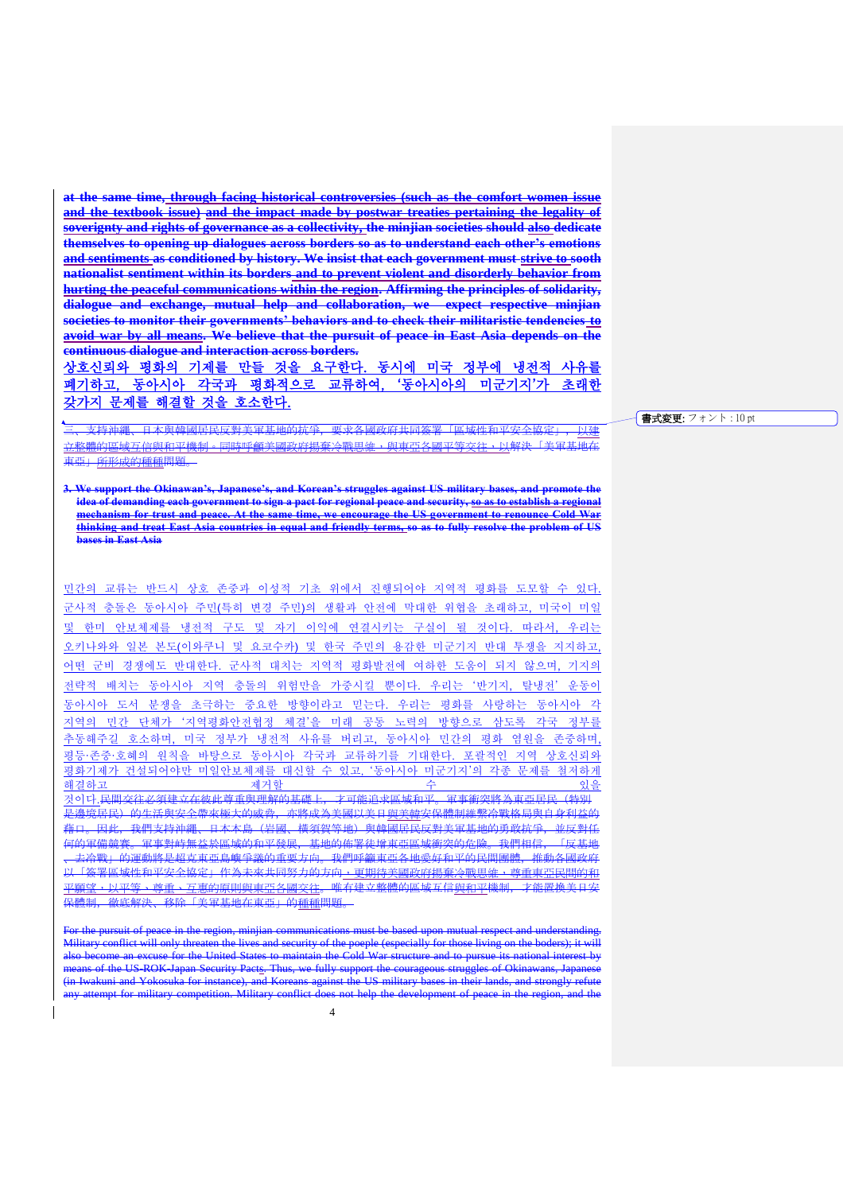at the same time, through facing historical controversies (such as the comfort women issue and the textbook issue) and the impact made by postwar treaties pertaining the legality of soverignty and rights of governance as a collectivity, the minjian societies should also dedicate themselves to opening up dialogues across borders so as to understand each other's emotions and sentiments as conditioned by history. We insist that each government must strive to sooth nationalist sentiment within its borders and to prevent violent and disorderly behavior from hurting the peaceful communications within the region. Affirming the principles of solidarity, dialogue and exchange, mutual help and collaboration, we expect respective minjian societies to monitor their governments' behaviors and to check their militaristic tendencies to avoid war by all means. We believe that the pursuit of peace in East Asia depends on the continuous dialogue and interaction across borders.

상호신뢰와 평화의 기제를 만들 것을 요구한다. 동시에 미국 정부에 냉전적 사유를 폐기하고, 동아시아 각국과 평화적으로 교류하여, '동아시아의 미군기지'가 초래한 갖가지 문제를 해결할 것을 호소한다.

三、支持沖繩、日本與韓國居民反對美軍基地的抗爭，要求各國政府共同簽署「區域性和平安全協定」，以建立整體的區域互信與和平機制。同時呼籲美國政府揚棄冷戰思維，與東亞各國平等交往，以解決「美軍基地在東亞」所形成的種種問題。

書式変更: フォント : 10 pt

**3. We support the Okinawan's, Japanese's, and Korean's struggles against US military bases, and promote the idea of demanding each government to sign a pact for regional peace and security, so as to establish a regional mechanism for trust and peace. At the same time, we encourage the US government to renounce Cold War thinking and treat East Asia countries in equal and friendly terms, so as to fully resolve the problem of US bases in East Asia**

민간의 교류는 반드시 상호 존중과 이성적 기초 위에서 진행되어야 지역적 평화를 도모할 수 있다. 군사적 충돌은 동아시아 주민(특히 변경 주민)의 생활과 안전에 막대한 위협을 초래하고, 미국이 미일 및 한미 안보체제를 냉전적 구도 및 자기 이익에 연결시키는 구실이 될 것이다. 따라서, 우리는 오키나와와 일본 본도(이와쿠니 및 요코수카) 및 한국 주민의 용감한 미군기지 반대 투쟁을 지지하고, 어떤 군비 경쟁에도 반대한다. 군사적 대치는 지역적 평화발전에 여하한 도움이 되지 않으며, 기지의 전략적 배치는 동아시아 지역 충돌의 위험만을 가중시킬 뿐이다. 우리는 '반기지, 탈냉전' 운동이 동아시아 도서 분쟁을 초극하는 중요한 방향이라고 믿는다. 우리는 평화를 사랑하는 동아시아 각 지역의 민간 단체가 '지역평화안전협정 체결'을 미래 공동 노력의 방향으로 삼도록 각국 정부를 추동해주길 호소하며, 미국 정부가 냉전적 사유를 버리고, 동아시아 민간의 평화 염원을 존중하며, 평등·존중·호혜의 원칙을 바탕으로 동아시아 각국과 교류하기를 기대한다. 포괄적인 지역 상호신뢰와 평화기제가 건설되어야만 미일안보체제를 대신할 수 있고, '동아시아 미군기지'의 각종 문제를 철저하게 해결하고 제거할 수 있을 것이다.民間交往必須建立在彼此尊重與理解的基礎上，才可能追求區域和平。軍事衝突將為東亞居民（特別是邊境居民）的生活與安全帶來極大的威脅，亦將成為美國以美日與美韓安保體制維繫冷戰格局與自身利益的藉口。因此，我們支持沖繩、日本本島（岩國、橫須賀等地）與韓國居民反對美軍基地的勇敢抗爭，並反對任何的軍備競賽。軍事對峙無益於區域的和平發展，基地的佈署徒增東亞區域衝突的危險。我們相信，「反基地、去冷戰」的運動將是超克東亞島嶼爭議的重要方向。我們呼籲東亞各地愛好和平的民間團體，推動各國政府以「簽署區域性和平安全協定」作為未來共同努力的方向，更期待美國政府揚棄冷戰思維，尊重東亞民間的和平願望，以平等、尊重、互惠的原則與東亞各國交往。唯有建立整體的區域互信與和平機制，才能置換美日安保體制，徹底解決、移除「美軍基地在東亞」的種種問題。

For the pursuit of peace in the region, minjian communications must be based upon mutual respect and understanding. Military conflict will only threaten the lives and security of the poeple (especially for those living on the boders); it will also become an excuse for the United States to maintain the Cold War structure and to pursue its national interest by means of the US-ROK-Japan Security Pacts. Thus, we fully support the courageous struggles of Okinawans, Japanese (in Iwakuni and Yokosuka for instance), and Koreans against the US military bases in their lands, and strongly refute any attempt for military competition. Military conflict does not help the development of peace in the region, and the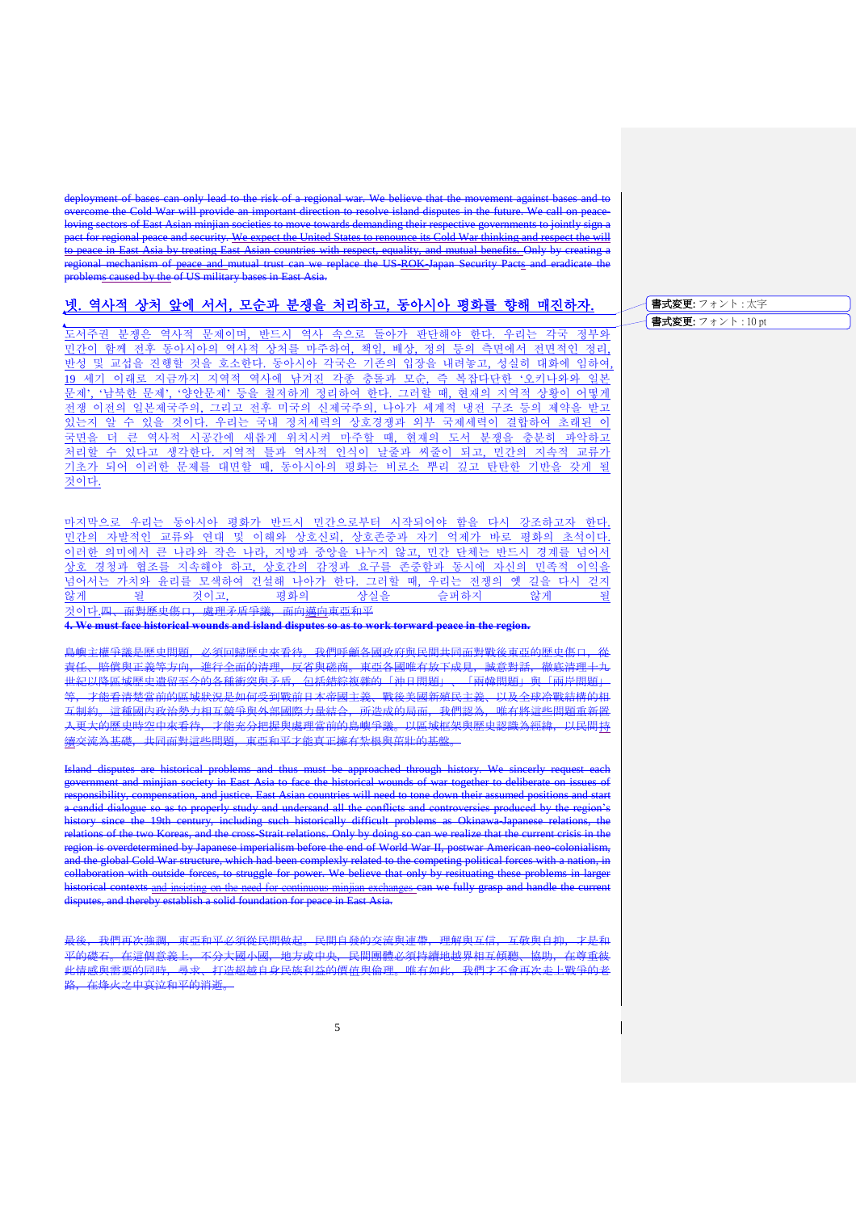deployment of bases can only lead to the risk of a regional war. We believe that the movement against bases and to overcome the Cold War will provide an important direction to resolve island disputes in the future. We call on peace-loving sectors of East Asian minjian societies to move towards demanding their respective governments to jointly sign a pact for regional peace and security. We expect the United States to renounce its Cold War thinking and respect the will to peace in East Asia by treating East Asian countries with respect, equality, and mutual benefits. Only by creating a regional mechanism of peace and mutual trust can we replace the US-ROK-Japan Security Pacts and eradicate the problems caused by the of US military bases in East Asia.

## 넷. 역사적 상처 앞에 서서, 모순과 분쟁을 처리하고, 동아시아 평화를 향해 매진하자.

도서주권 분쟁은 역사적 문제이며, 반드시 역사 속으로 돌아가 판단해야 한다. 우리는 각국 정부와 민간이 함께 전후 동아시아의 역사적 상처를 마주하여, 책임, 배상, 정의 등의 측면에서 전면적인 정리, 반성 및 교섭을 진행할 것을 호소한다. 동아시아 각국은 기존의 입장을 내려놓고, 성실히 대화에 임하여, 19 세기 이래로 지금까지 지역적 역사에 남겨진 각종 충돌과 모순, 즉 복잡다단한 '오키나와와 일본 문제', '남북한 문제', '양안문제' 등을 철저하게 정리하여야 한다. 그러할 때, 현재의 지역적 상황이 어떻게 전쟁 이전의 일본제국주의, 그리고 전후 미국의 신제국주의, 나아가 세계적 냉전 구조 등의 제약을 받고 있는지 알 수 있을 것이다. 우리는 국내 정치세력의 상호경쟁과 외부 국제세력이 결합하여 초래된 이 국면을 더 큰 역사적 시공간에 새롭게 위치시켜 마주할 때, 현재의 도서 분쟁을 충분히 파악하고 처리할 수 있다고 생각한다. 지역적 틀과 역사적 인식이 날줄과 씨줄이 되고, 민간의 지속적 교류가 기초가 되어 이러한 문제를 대면할 때, 동아시아의 평화는 비로소 뿌리 깊고 탄탄한 기반을 갖게 될 것이다.

마지막으로 우리는 동아시아 평화가 반드시 민간으로부터 시작되어야 함을 다시 강조하고자 한다. 민간의 자발적인 교류와 연대 및 이해와 상호신뢰, 상호존중과 자기 억제가 바로 평화의 초석이다. 이러한 의미에서 큰 나라와 작은 나라, 지방과 중앙을 나누지 않고, 민간 단체는 반드시 경계를 넘어서 상호 경청과 협조를 지속해야 하고, 상호간의 감정과 요구를 존중함과 동시에 자신의 민족적 이익을 넘어서는 가치와 윤리를 모색하여 건설해 나아가 한다. 그러할 때, 우리는 전쟁의 옛 길을 다시 걷지 않게 될 것이고, 평화의 상실을 슬퍼하지 않게 될 것이다.四、面對歷史傷口，處理矛盾爭議，面向邁向東亞和平

**4. We must face historical wounds and island disputes so as to work forward peace in the region.**

島嶼主權爭議是歷史問題，必須回歸歷史來看待。我們呼籲各國政府與民間共同面對戰後東亞的歷史傷口，從責任、賠償與正義等方向，進行全面的清理，反省與磋商。東亞各國唯有放下成見，誠意對話，徹底清理十九世紀以降區域歷史遺留至今的各種衝突與矛盾，包括錯綜複雜的「沖日問題」、「兩韓問題」與「兩岸問題」等，才能看清楚當前的區域狀況是如何受到戰前日本帝國主義、戰後美國新殖民主義、以及全球冷戰結構的相互制約。這種國內政治勢力相互競爭與外部國際力量結合，所造成的局面，我們認為，唯有將這些問題重新置入更大的歷史時空中來看待，才能充分把握與處理當前的島嶼爭議。以區域框架與歷史認識為經緯，以民間持續交流為基礎，共同面對這些問題，東亞和平才能真正擁有紮根與茁壯的基盤。

Island disputes are historical problems and thus must be approached through history. We sincerely request each government and minjian society in East Asia to face the historical wounds of war together to deliberate on issues of responsibility, compensation, and justice. East Asian countries will need to tone down their assumed positions and start a candid dialogue so as to properly study and understand all the conflicts and controversies produced by the region's history since the 19th century, including such historically difficult problems as Okinawa-Japanese relations, the relations of the two Koreas, and the cross-Strait relations. Only by doing so can we realize that the current crisis in the region is overdetermined by Japanese imperialism before the end of World War II, postwar American neo-colonialism, and the global Cold War structure, which had been complexly related to the competing political forces with a nation, in collaboration with outside forces, to struggle for power. We believe that only by resituating these problems in larger historical contexts and insisting on the need for continuous minjian exchanges can we fully grasp and handle the current disputes, and thereby establish a solid foundation for peace in East Asia.

最後，我們再次強調，東亞和平必須從民間做起。民間自發的交流與連帶，理解與互信，互敬與自抑，才是和平的礎石。在這個意義上，不分大國小國，地方或中央，民間團體必須持續地越界相互傾聽、協助，在尊重彼此情感與需要的同時，尋求、打造超越自身民族利益的價值與倫理。唯有如此，我們才不會再次走上戰爭的老路，在烽火之中哀泣和平的消逝。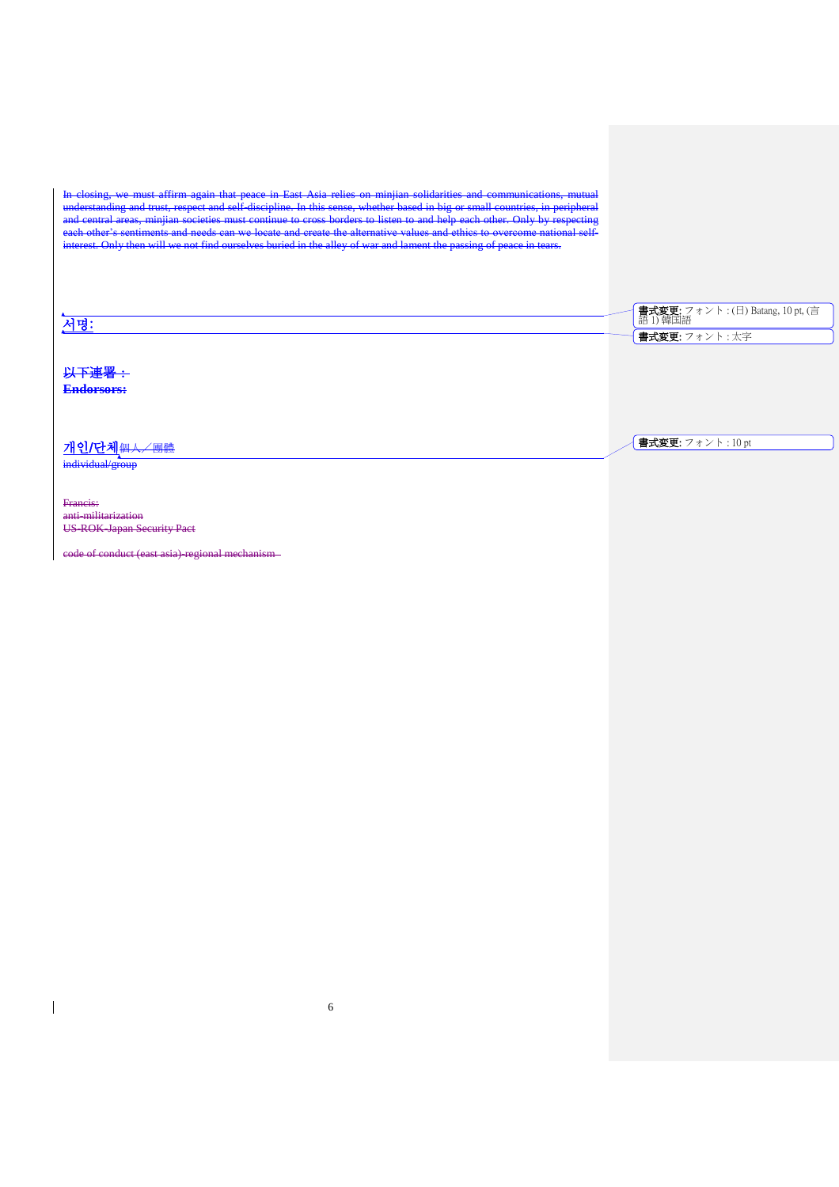In closing, we must affirm again that peace in East Asia relies on minjian solidarities and communications, mutual understanding and trust, respect and self-discipline. In this sense, whether based in big or small countries, in peripheral and central areas, minjian societies must continue to cross borders to listen to and help each other. Only by respecting each other's sentiments and needs can we locate and create the alternative values and ethics to overcome national self-interest. Only then will we not find ourselves buried in the alley of war and lament the passing of peace in tears.

**서명:**

書式変更: フォント : (日) Batang, 10 pt, (言語 1) 韓国語

書式変更: フォント : 太字

**以下連署：**
**Endorsors:**

**개인/단체**個人／團體
individual/group

書式変更: フォント : 10 pt

Francis:
anti-militarization
US-ROK-Japan Security Pact

code of conduct (east asia)-regional mechanism